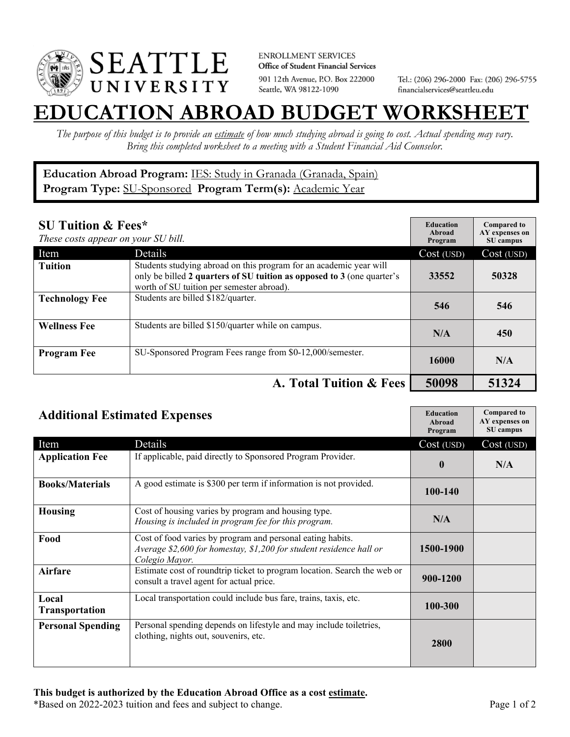SEATTLE UNIVERSITY

ENROLLMENT SERVICES
**Office of Student Financial Services**
901 12th Avenue, P.O. Box 222000
Seattle, WA 98122-1090

Tel.: (206) 296-2000 Fax: (206) 296-5755
financialservices@seattleu.edu

# EDUCATION ABROAD BUDGET WORKSHEET

*The purpose of this budget is to provide an estimate of how much studying abroad is going to cost. Actual spending may vary. Bring this completed worksheet to a meeting with a Student Financial Aid Counselor.*

**Education Abroad Program:** IES: Study in Granada (Granada, Spain)
**Program Type:** SU-Sponsored **Program Term(s):** Academic Year

## SU Tuition & Fees*

*These costs appear on your SU bill.*

| Item | Details | Education Abroad Program Cost (USD) | Compared to AY expenses on SU campus Cost (USD) |
|---|---|---|---|
| **Tuition** | Students studying abroad on this program for an academic year will only be billed **2 quarters of SU tuition as opposed to 3** (one quarter's worth of SU tuition per semester abroad). | **33552** | **50328** |
| **Technology Fee** | Students are billed $182/quarter. | **546** | **546** |
| **Wellness Fee** | Students are billed $150/quarter while on campus. | **N/A** | **450** |
| **Program Fee** | SU-Sponsored Program Fees range from $0-12,000/semester. | **16000** | **N/A** |
| | **A. Total Tuition & Fees** | **50098** | **51324** |

## Additional Estimated Expenses

| Item | Details | Education Abroad Program Cost (USD) | Compared to AY expenses on SU campus Cost (USD) |
|---|---|---|---|
| **Application Fee** | If applicable, paid directly to Sponsored Program Provider. | **0** | **N/A** |
| **Books/Materials** | A good estimate is $300 per term if information is not provided. | **100-140** | |
| **Housing** | Cost of housing varies by program and housing type. *Housing is included in program fee for this program.* | **N/A** | |
| **Food** | Cost of food varies by program and personal eating habits. *Average $2,600 for homestay, $1,200 for student residence hall or Colegio Mayor.* | **1500-1900** | |
| **Airfare** | Estimate cost of roundtrip ticket to program location. Search the web or consult a travel agent for actual price. | **900-1200** | |
| **Local Transportation** | Local transportation could include bus fare, trains, taxis, etc. | **100-300** | |
| **Personal Spending** | Personal spending depends on lifestyle and may include toiletries, clothing, nights out, souvenirs, etc. | **2800** | |

**This budget is authorized by the Education Abroad Office as a cost estimate.**
*Based on 2022-2023 tuition and fees and subject to change.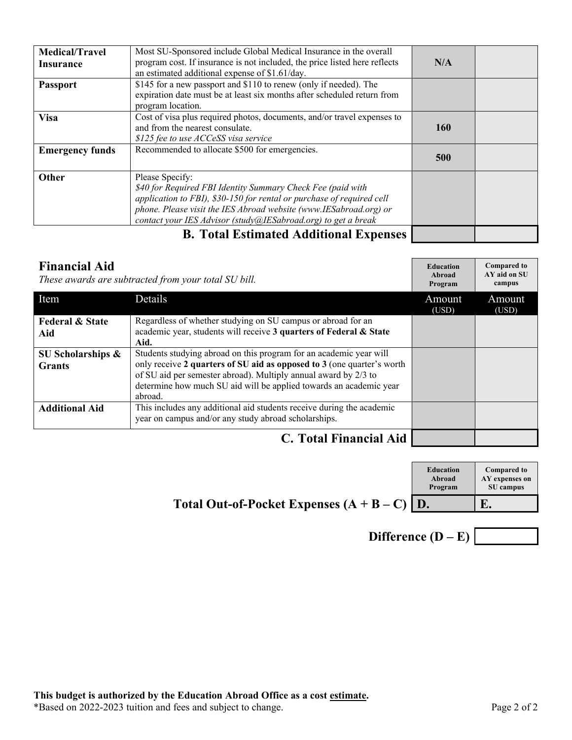| | | | |
|---|---|---|---|
| **Medical/Travel Insurance** | Most SU-Sponsored include Global Medical Insurance in the overall program cost. If insurance is not included, the price listed here reflects an estimated additional expense of $1.61/day. | **N/A** | |
| **Passport** | $145 for a new passport and $110 to renew (only if needed). The expiration date must be at least six months after scheduled return from program location. | | |
| **Visa** | Cost of visa plus required photos, documents, and/or travel expenses to and from the nearest consulate. *$125 fee to use ACCeSS visa service* | **160** | |
| **Emergency funds** | Recommended to allocate $500 for emergencies. | **500** | |
| **Other** | Please Specify: *$40 for Required FBI Identity Summary Check Fee (paid with application to FBI), $30-150 for rental or purchase of required cell phone. Please visit the IES Abroad website (www.IESabroad.org) or contact your IES Advisor (study@IESabroad.org) to get a break* | | |
| | **B. Total Estimated Additional Expenses** | | |

## Financial Aid

*These awards are subtracted from your total SU bill.*

| Item | Details | Education Abroad Program Amount (USD) | Compared to AY aid on SU campus Amount (USD) |
|---|---|---|---|
| **Federal & State Aid** | Regardless of whether studying on SU campus or abroad for an academic year, students will receive **3 quarters of Federal & State Aid.** | | |
| **SU Scholarships & Grants** | Students studying abroad on this program for an academic year will only receive **2 quarters of SU aid as opposed to 3** (one quarter's worth of SU aid per semester abroad). Multiply annual award by 2/3 to determine how much SU aid will be applied towards an academic year abroad. | | |
| **Additional Aid** | This includes any additional aid students receive during the academic year on campus and/or any study abroad scholarships. | | |
| | **C. Total Financial Aid** | | |

| | Education Abroad Program | Compared to AY expenses on SU campus |
|---|---|---|
| **Total Out-of-Pocket Expenses (A + B – C)** | **D.** | **E.** |

**Difference (D – E)**

**This budget is authorized by the Education Abroad Office as a cost estimate.**
*Based on 2022-2023 tuition and fees and subject to change.